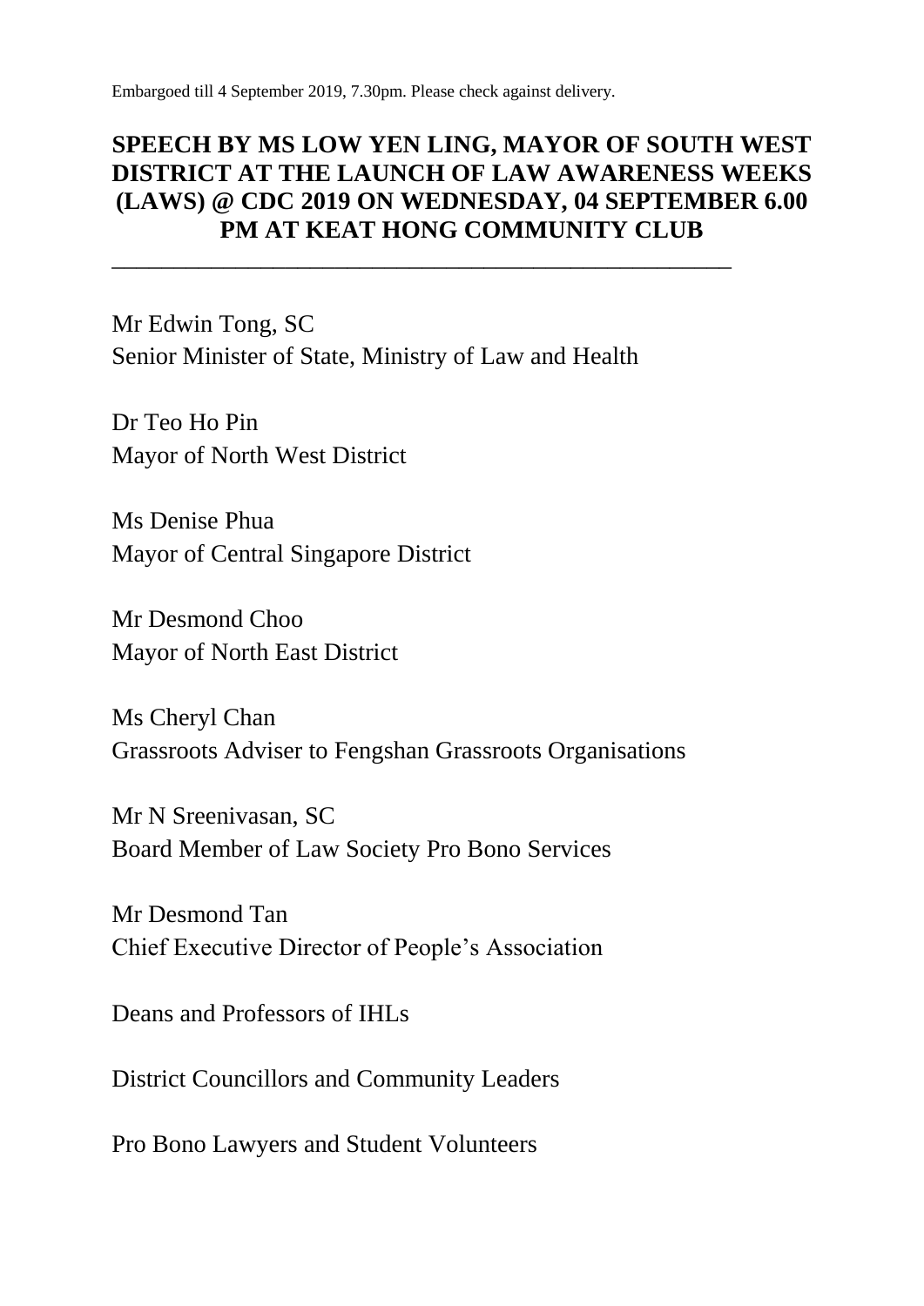Embargoed till 4 September 2019, 7.30pm. Please check against delivery.

# SPEECH BY MS LOW YEN LING, MAYOR OF SOUTH WEST DISTRICT AT THE LAUNCH OF LAW AWARENESS WEEKS (LAWS) @ CDC 2019 ON WEDNESDAY, 04 SEPTEMBER 6.00 PM AT KEAT HONG COMMUNITY CLUB

---

Mr Edwin Tong, SC
Senior Minister of State, Ministry of Law and Health

Dr Teo Ho Pin
Mayor of North West District

Ms Denise Phua
Mayor of Central Singapore District

Mr Desmond Choo
Mayor of North East District

Ms Cheryl Chan
Grassroots Adviser to Fengshan Grassroots Organisations

Mr N Sreenivasan, SC
Board Member of Law Society Pro Bono Services

Mr Desmond Tan
Chief Executive Director of People's Association

Deans and Professors of IHLs

District Councillors and Community Leaders

Pro Bono Lawyers and Student Volunteers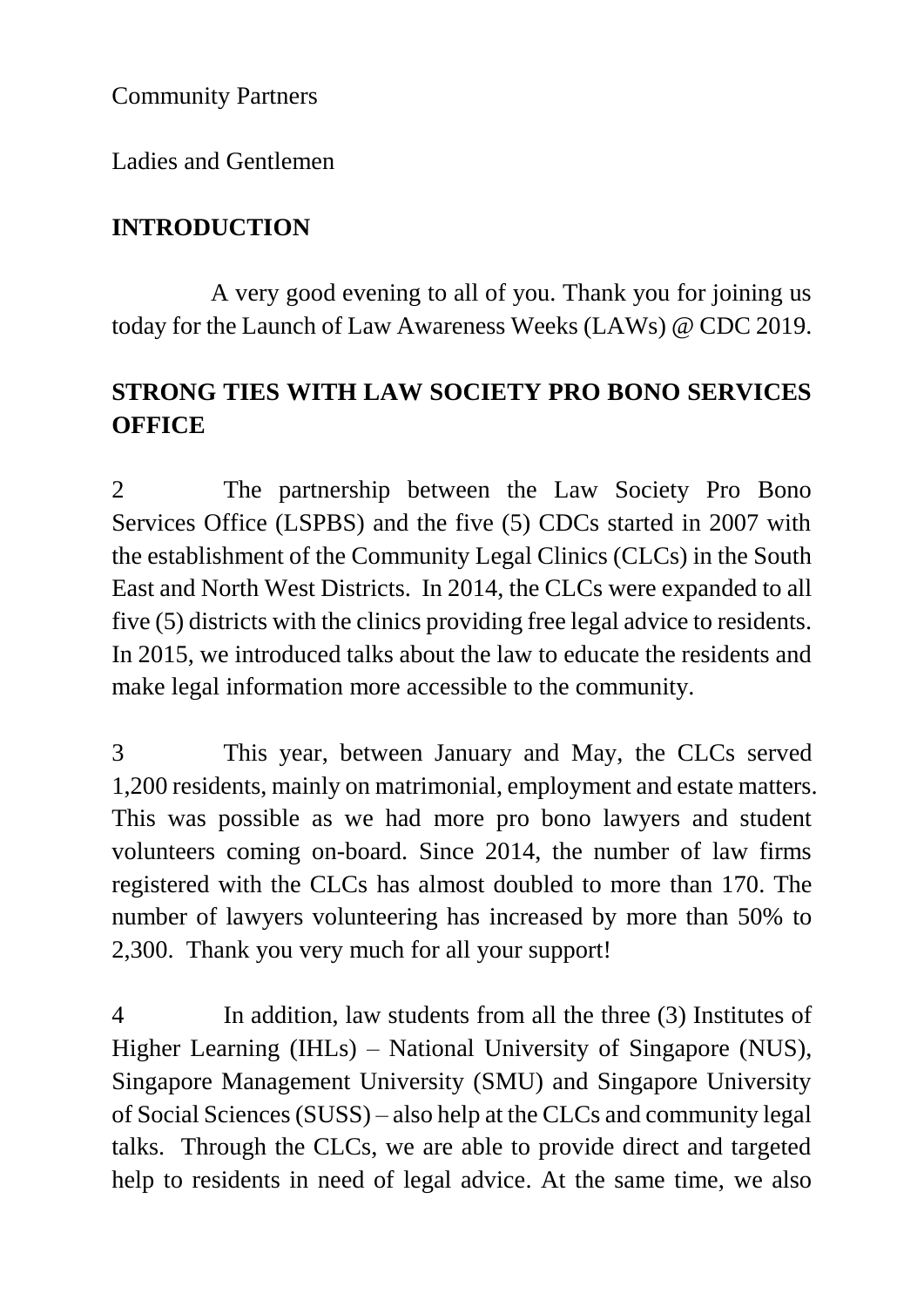Community Partners

Ladies and Gentlemen

## INTRODUCTION

A very good evening to all of you. Thank you for joining us today for the Launch of Law Awareness Weeks (LAWs) @ CDC 2019.

## STRONG TIES WITH LAW SOCIETY PRO BONO SERVICES OFFICE

2 The partnership between the Law Society Pro Bono Services Office (LSPBS) and the five (5) CDCs started in 2007 with the establishment of the Community Legal Clinics (CLCs) in the South East and North West Districts. In 2014, the CLCs were expanded to all five (5) districts with the clinics providing free legal advice to residents. In 2015, we introduced talks about the law to educate the residents and make legal information more accessible to the community.

3 This year, between January and May, the CLCs served 1,200 residents, mainly on matrimonial, employment and estate matters. This was possible as we had more pro bono lawyers and student volunteers coming on-board. Since 2014, the number of law firms registered with the CLCs has almost doubled to more than 170. The number of lawyers volunteering has increased by more than 50% to 2,300. Thank you very much for all your support!

4 In addition, law students from all the three (3) Institutes of Higher Learning (IHLs) – National University of Singapore (NUS), Singapore Management University (SMU) and Singapore University of Social Sciences (SUSS) – also help at the CLCs and community legal talks. Through the CLCs, we are able to provide direct and targeted help to residents in need of legal advice. At the same time, we also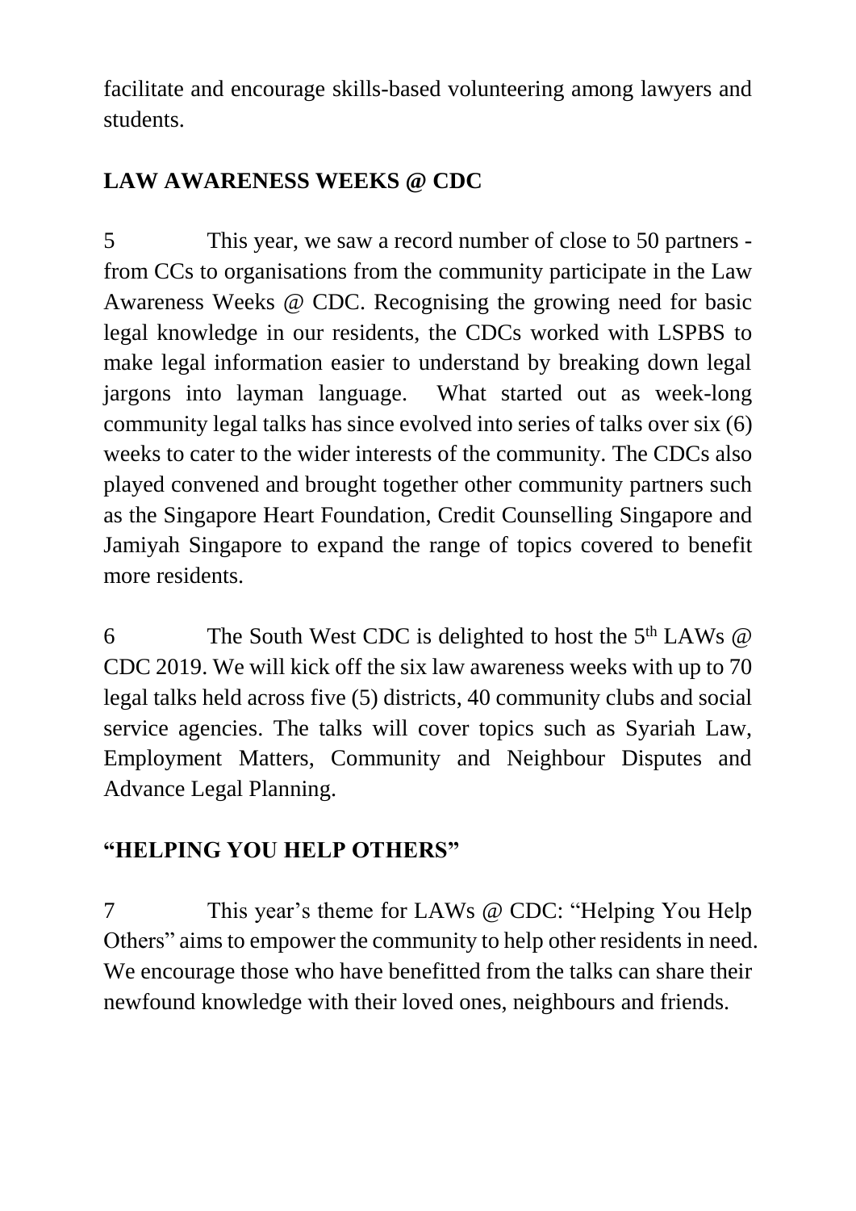facilitate and encourage skills-based volunteering among lawyers and students.

## LAW AWARENESS WEEKS @ CDC

5 This year, we saw a record number of close to 50 partners - from CCs to organisations from the community participate in the Law Awareness Weeks @ CDC. Recognising the growing need for basic legal knowledge in our residents, the CDCs worked with LSPBS to make legal information easier to understand by breaking down legal jargons into layman language. What started out as week-long community legal talks has since evolved into series of talks over six (6) weeks to cater to the wider interests of the community. The CDCs also played convened and brought together other community partners such as the Singapore Heart Foundation, Credit Counselling Singapore and Jamiyah Singapore to expand the range of topics covered to benefit more residents.

6 The South West CDC is delighted to host the 5th LAWs @ CDC 2019. We will kick off the six law awareness weeks with up to 70 legal talks held across five (5) districts, 40 community clubs and social service agencies. The talks will cover topics such as Syariah Law, Employment Matters, Community and Neighbour Disputes and Advance Legal Planning.

## "HELPING YOU HELP OTHERS"

7 This year's theme for LAWs @ CDC: "Helping You Help Others" aims to empower the community to help other residents in need. We encourage those who have benefitted from the talks can share their newfound knowledge with their loved ones, neighbours and friends.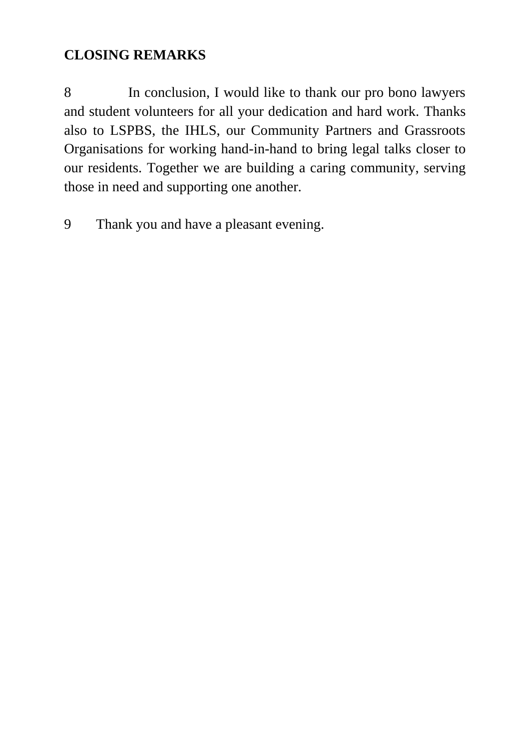**CLOSING REMARKS**

8 In conclusion, I would like to thank our pro bono lawyers and student volunteers for all your dedication and hard work. Thanks also to LSPBS, the IHLS, our Community Partners and Grassroots Organisations for working hand-in-hand to bring legal talks closer to our residents. Together we are building a caring community, serving those in need and supporting one another.

9 Thank you and have a pleasant evening.